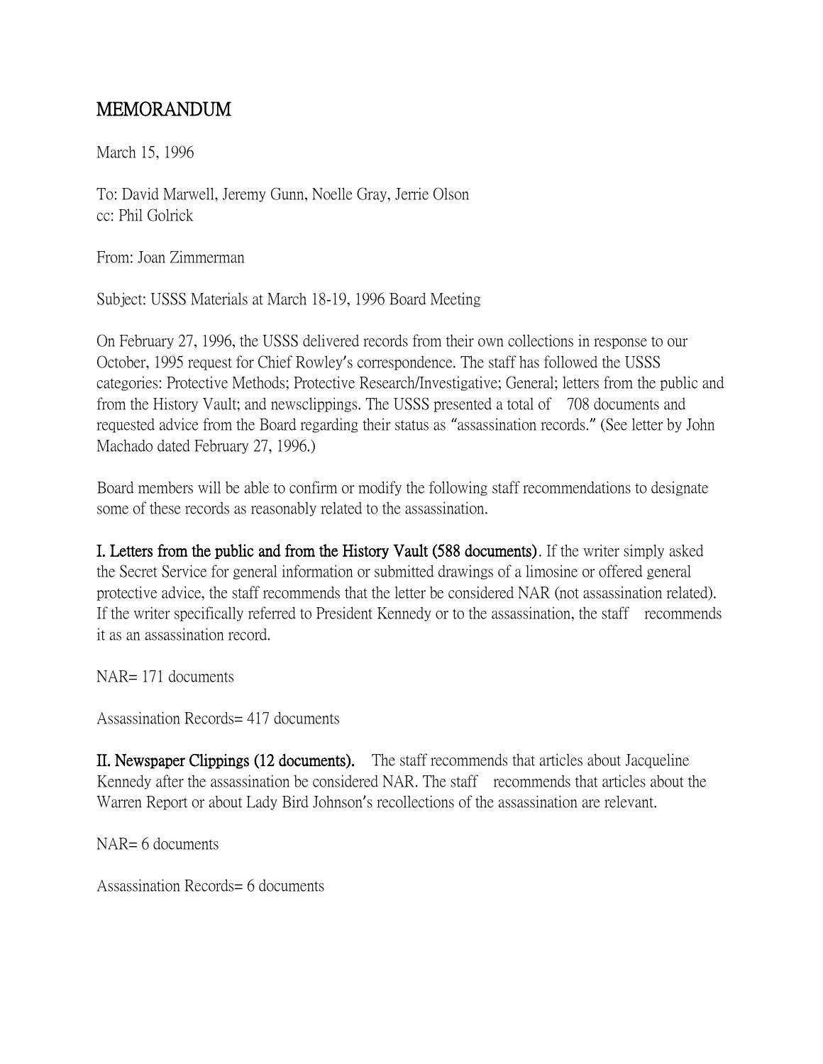# MEMORANDUM

March 15, 1996

To: David Marwell, Jeremy Gunn, Noelle Gray, Jerrie Olson
cc: Phil Golrick

From: Joan Zimmerman

Subject: USSS Materials at March 18-19, 1996 Board Meeting

On February 27, 1996, the USSS delivered records from their own collections in response to our October, 1995 request for Chief Rowley's correspondence. The staff has followed the USSS categories: Protective Methods; Protective Research/Investigative; General; letters from the public and from the History Vault; and newsclippings. The USSS presented a total of 708 documents and requested advice from the Board regarding their status as "assassination records." (See letter by John Machado dated February 27, 1996.)

Board members will be able to confirm or modify the following staff recommendations to designate some of these records as reasonably related to the assassination.

**I. Letters from the public and from the History Vault (588 documents).** If the writer simply asked the Secret Service for general information or submitted drawings of a limosine or offered general protective advice, the staff recommends that the letter be considered NAR (not assassination related). If the writer specifically referred to President Kennedy or to the assassination, the staff recommends it as an assassination record.

NAR= 171 documents

Assassination Records= 417 documents

**II. Newspaper Clippings (12 documents).** The staff recommends that articles about Jacqueline Kennedy after the assassination be considered NAR. The staff recommends that articles about the Warren Report or about Lady Bird Johnson's recollections of the assassination are relevant.

NAR= 6 documents

Assassination Records= 6 documents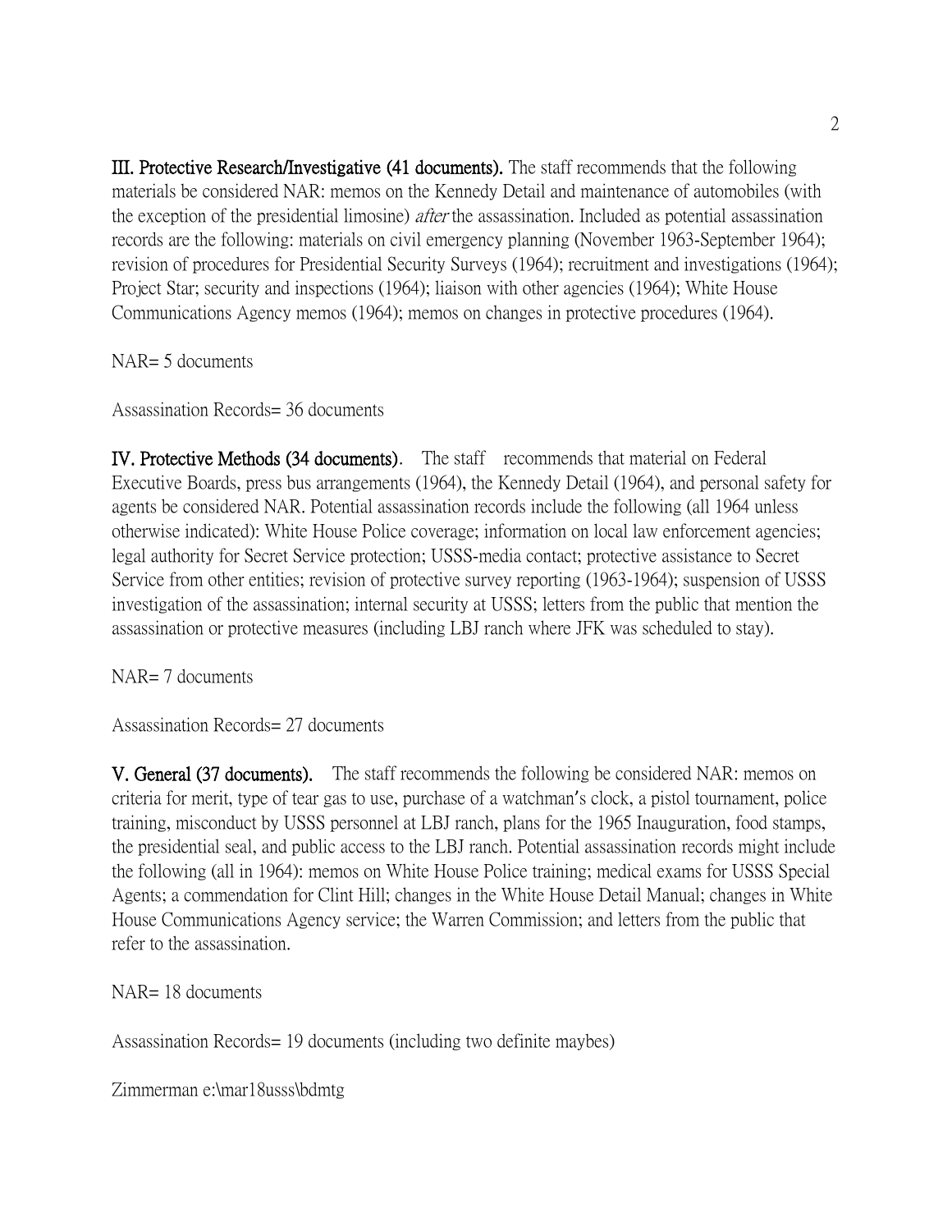**III. Protective Research/Investigative (41 documents).** The staff recommends that the following materials be considered NAR: memos on the Kennedy Detail and maintenance of automobiles (with the exception of the presidential limosine) *after* the assassination. Included as potential assassination records are the following: materials on civil emergency planning (November 1963-September 1964); revision of procedures for Presidential Security Surveys (1964); recruitment and investigations (1964); Project Star; security and inspections (1964); liaison with other agencies (1964); White House Communications Agency memos (1964); memos on changes in protective procedures (1964).

NAR= 5 documents

Assassination Records= 36 documents

**IV. Protective Methods (34 documents).** The staff recommends that material on Federal Executive Boards, press bus arrangements (1964), the Kennedy Detail (1964), and personal safety for agents be considered NAR. Potential assassination records include the following (all 1964 unless otherwise indicated): White House Police coverage; information on local law enforcement agencies; legal authority for Secret Service protection; USSS-media contact; protective assistance to Secret Service from other entities; revision of protective survey reporting (1963-1964); suspension of USSS investigation of the assassination; internal security at USSS; letters from the public that mention the assassination or protective measures (including LBJ ranch where JFK was scheduled to stay).

NAR= 7 documents

Assassination Records= 27 documents

**V. General (37 documents).** The staff recommends the following be considered NAR: memos on criteria for merit, type of tear gas to use, purchase of a watchman's clock, a pistol tournament, police training, misconduct by USSS personnel at LBJ ranch, plans for the 1965 Inauguration, food stamps, the presidential seal, and public access to the LBJ ranch. Potential assassination records might include the following (all in 1964): memos on White House Police training; medical exams for USSS Special Agents; a commendation for Clint Hill; changes in the White House Detail Manual; changes in White House Communications Agency service; the Warren Commission; and letters from the public that refer to the assassination.

NAR= 18 documents

Assassination Records= 19 documents (including two definite maybes)

Zimmerman e:\mar18usss\bdmtg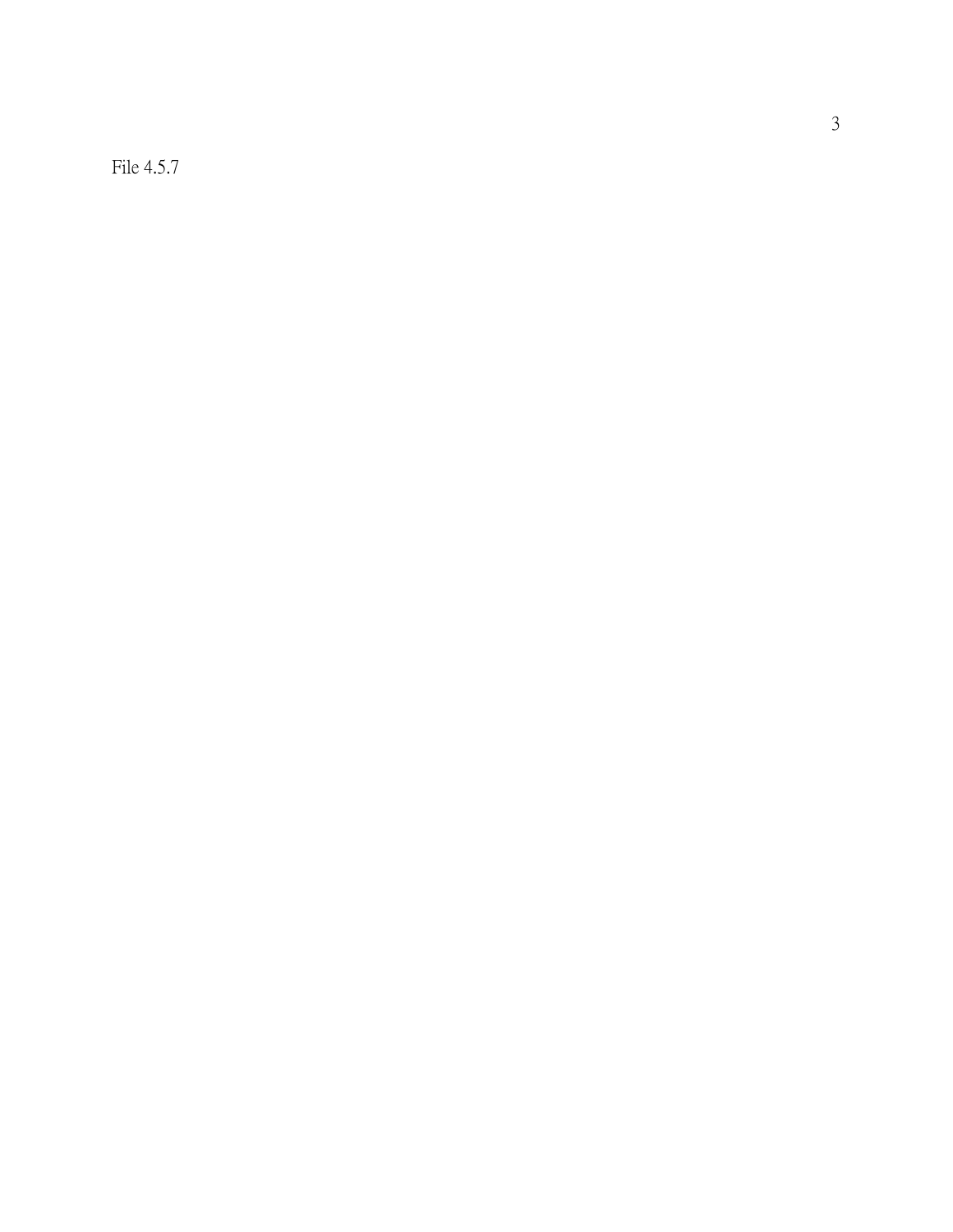File 4.5.7